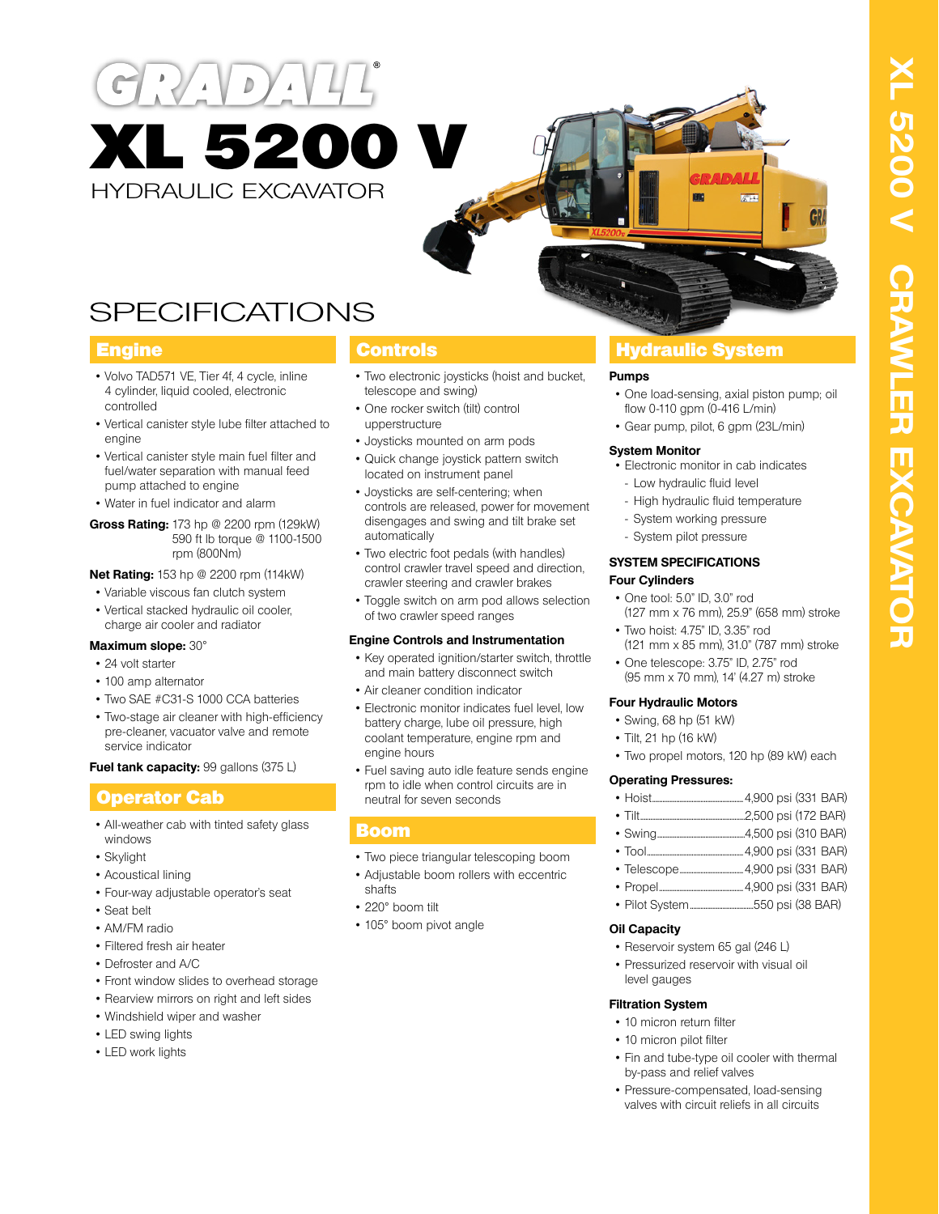# GRADALL®

# XL 5200 V

HYDRAULIC EXCAVATOR

## SPECIFICATIONS

### Engine

- Volvo TAD571 VE, Tier 4f, 4 cycle, inline 4 cylinder, liquid cooled, electronic controlled
- Vertical canister style lube filter attached to engine
- Vertical canister style main fuel filter and fuel/water separation with manual feed pump attached to engine
- Water in fuel indicator and alarm

**Gross Rating:** 173 hp @ 2200 rpm (129kW) 590 ft lb torque @ 1100-1500 rpm (800Nm)

**Net Rating:** 153 hp @ 2200 rpm (114kW)

- Variable viscous fan clutch system
- Vertical stacked hydraulic oil cooler, charge air cooler and radiator

**Maximum slope:** 30°

- 24 volt starter
- 100 amp alternator
- Two SAE #C31-S 1000 CCA batteries
- Two-stage air cleaner with high-efficiency pre-cleaner, vacuator valve and remote service indicator

**Fuel tank capacity:** 99 gallons (375 L)

### Operator Cab

- All-weather cab with tinted safety glass windows
- Skylight
- Acoustical lining
- Four-way adjustable operator's seat
- Seat belt
- AM/FM radio
- Filtered fresh air heater
- Defroster and A/C
- Front window slides to overhead storage
- Rearview mirrors on right and left sides
- Windshield wiper and washer
- LED swing lights
- LED work lights

### Controls

- Two electronic joysticks (hoist and bucket, telescope and swing)
- One rocker switch (tilt) control upperstructure
- Joysticks mounted on arm pods
- Quick change joystick pattern switch located on instrument panel
- Joysticks are self-centering; when controls are released, power for movement disengages and swing and tilt brake set automatically
- Two electric foot pedals (with handles) control crawler travel speed and direction, crawler steering and crawler brakes
- Toggle switch on arm pod allows selection of two crawler speed ranges

**Engine Controls and Instrumentation**

- Key operated ignition/starter switch, throttle and main battery disconnect switch
- Air cleaner condition indicator
- Electronic monitor indicates fuel level, low battery charge, lube oil pressure, high coolant temperature, engine rpm and engine hours
- Fuel saving auto idle feature sends engine rpm to idle when control circuits are in neutral for seven seconds

### Boom

- Two piece triangular telescoping boom
- Adjustable boom rollers with eccentric shafts
- 220° boom tilt
- 105° boom pivot angle

### Hydraulic System

**Pumps**

- One load-sensing, axial piston pump; oil flow 0-110 gpm (0-416 L/min)
- Gear pump, pilot, 6 gpm (23L/min)

**System Monitor**

- Electronic monitor in cab indicates
  - Low hydraulic fluid level
  - High hydraulic fluid temperature
  - System working pressure
  - System pilot pressure

**SYSTEM SPECIFICATIONS**

**Four Cylinders**

- One tool: 5.0" ID, 3.0" rod (127 mm x 76 mm), 25.9" (658 mm) stroke
- Two hoist: 4.75" ID, 3.35" rod (121 mm x 85 mm), 31.0" (787 mm) stroke
- One telescope: 3.75" ID, 2.75" rod (95 mm x 70 mm), 14' (4.27 m) stroke

**Four Hydraulic Motors**

- Swing, 68 hp (51 kW)
- Tilt, 21 hp (16 kW)
- Two propel motors, 120 hp (89 kW) each

**Operating Pressures:**

- Hoist ........ 4,900 psi (331 BAR)
- Tilt ........ 2,500 psi (172 BAR)
- Swing ........ 4,500 psi (310 BAR)
- Tool ........ 4,900 psi (331 BAR)
- Telescope ........ 4,900 psi (331 BAR)
- Propel ........ 4,900 psi (331 BAR)
- Pilot System ........ 550 psi (38 BAR)

**Oil Capacity**

- Reservoir system 65 gal (246 L)
- Pressurized reservoir with visual oil level gauges

**Filtration System**

- 10 micron return filter
- 10 micron pilot filter
- Fin and tube-type oil cooler with thermal by-pass and relief valves
- Pressure-compensated, load-sensing valves with circuit reliefs in all circuits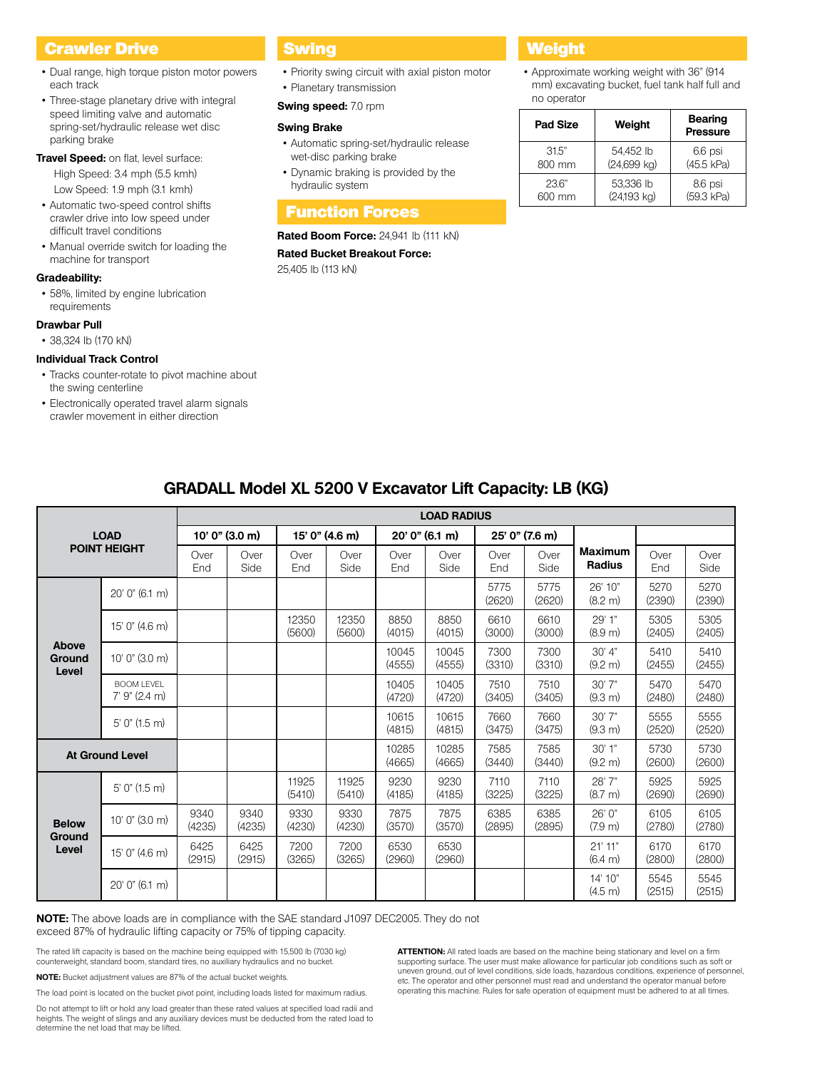## Crawler Drive

- Dual range, high torque piston motor powers each track
- Three-stage planetary drive with integral speed limiting valve and automatic spring-set/hydraulic release wet disc parking brake

**Travel Speed:** on flat, level surface:

High Speed: 3.4 mph (5.5 kmh)

Low Speed: 1.9 mph (3.1 kmh)

- Automatic two-speed control shifts crawler drive into low speed under difficult travel conditions
- Manual override switch for loading the machine for transport

**Gradeability:**

- 58%, limited by engine lubrication requirements

**Drawbar Pull**

- 38,324 lb (170 kN)

**Individual Track Control**

- Tracks counter-rotate to pivot machine about the swing centerline
- Electronically operated travel alarm signals crawler movement in either direction

## Swing

- Priority swing circuit with axial piston motor
- Planetary transmission

**Swing speed:** 7.0 rpm

**Swing Brake**

- Automatic spring-set/hydraulic release wet-disc parking brake
- Dynamic braking is provided by the hydraulic system

## Function Forces

**Rated Boom Force:** 24,941 lb (111 kN)

**Rated Bucket Breakout Force:** 25,405 lb (113 kN)

## Weight

- Approximate working weight with 36" (914 mm) excavating bucket, fuel tank half full and no operator

| Pad Size | Weight | Bearing Pressure |
|---|---|---|
| 31.5" 800 mm | 54,452 lb (24,699 kg) | 6.6 psi (45.5 kPa) |
| 23.6" 600 mm | 53,336 lb (24,193 kg) | 8.6 psi (59.3 kPa) |

## GRADALL Model XL 5200 V Excavator Lift Capacity: LB (KG)

| LOAD POINT HEIGHT | | LOAD RADIUS | | | | | | | | | | |
|---|---|---|---|---|---|---|---|---|---|---|---|---|
| | | 10' 0" (3.0 m) | | 15' 0" (4.6 m) | | 20' 0" (6.1 m) | | 25' 0" (7.6 m) | | | | |
| | | Over End | Over Side | Over End | Over Side | Over End | Over Side | Over End | Over Side | Maximum Radius | Over End | Over Side |
| Above Ground Level | 20' 0" (6.1 m) | | | | | | | 5775 (2620) | 5775 (2620) | 26' 10" (8.2 m) | 5270 (2390) | 5270 (2390) |
| | 15' 0" (4.6 m) | | | 12350 (5600) | 12350 (5600) | 8850 (4015) | 8850 (4015) | 6610 (3000) | 6610 (3000) | 29' 1" (8.9 m) | 5305 (2405) | 5305 (2405) |
| | 10' 0" (3.0 m) | | | | | 10045 (4555) | 10045 (4555) | 7300 (3310) | 7300 (3310) | 30' 4" (9.2 m) | 5410 (2455) | 5410 (2455) |
| | BOOM LEVEL 7' 9" (2.4 m) | | | | | 10405 (4720) | 10405 (4720) | 7510 (3405) | 7510 (3405) | 30' 7" (9.3 m) | 5470 (2480) | 5470 (2480) |
| | 5' 0" (1.5 m) | | | | | 10615 (4815) | 10615 (4815) | 7660 (3475) | 7660 (3475) | 30' 7" (9.3 m) | 5555 (2520) | 5555 (2520) |
| At Ground Level | | | | | | 10285 (4665) | 10285 (4665) | 7585 (3440) | 7585 (3440) | 30' 1" (9.2 m) | 5730 (2600) | 5730 (2600) |
| Below Ground Level | 5' 0" (1.5 m) | | | 11925 (5410) | 11925 (5410) | 9230 (4185) | 9230 (4185) | 7110 (3225) | 7110 (3225) | 28' 7" (8.7 m) | 5925 (2690) | 5925 (2690) |
| | 10' 0" (3.0 m) | 9340 (4235) | 9340 (4235) | 9330 (4230) | 9330 (4230) | 7875 (3570) | 7875 (3570) | 6385 (2895) | 6385 (2895) | 26' 0" (7.9 m) | 6105 (2780) | 6105 (2780) |
| | 15' 0" (4.6 m) | 6425 (2915) | 6425 (2915) | 7200 (3265) | 7200 (3265) | 6530 (2960) | 6530 (2960) | | | 21' 11" (6.4 m) | 6170 (2800) | 6170 (2800) |
| | 20' 0" (6.1 m) | | | | | | | | | 14' 10" (4.5 m) | 5545 (2515) | 5545 (2515) |

**NOTE:** The above loads are in compliance with the SAE standard J1097 DEC2005. They do not exceed 87% of hydraulic lifting capacity or 75% of tipping capacity.

The rated lift capacity is based on the machine being equipped with 15,500 lb (7030 kg) counterweight, standard boom, standard tires, no auxiliary hydraulics and no bucket.

**NOTE:** Bucket adjustment values are 87% of the actual bucket weights.

The load point is located on the bucket pivot point, including loads listed for maximum radius.

Do not attempt to lift or hold any load greater than these rated values at specified load radii and heights. The weight of slings and any auxiliary devices must be deducted from the rated load to determine the net load that may be lifted.

**ATTENTION:** All rated loads are based on the machine being stationary and level on a firm supporting surface. The user must make allowance for particular job conditions such as soft or uneven ground, out of level conditions, side loads, hazardous conditions, experience of personnel, etc. The operator and other personnel must read and understand the operator manual before operating this machine. Rules for safe operation of equipment must be adhered to at all times.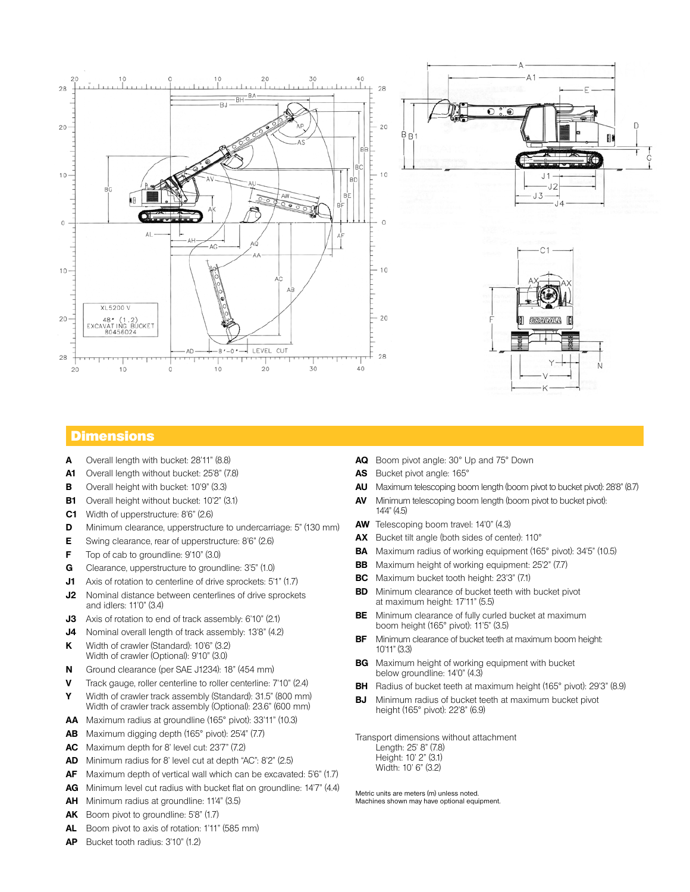## Dimensions

- **A** Overall length with bucket: 28'11" (8.8)
- **A1** Overall length without bucket: 25'8" (7.8)
- **B** Overall height with bucket: 10'9" (3.3)
- **B1** Overall height without bucket: 10'2" (3.1)
- **C1** Width of upperstructure: 8'6" (2.6)
- **D** Minimum clearance, upperstructure to undercarriage: 5" (130 mm)
- **E** Swing clearance, rear of upperstructure: 8'6" (2.6)
- **F** Top of cab to groundline: 9'10" (3.0)
- **G** Clearance, upperstructure to groundline: 3'5" (1.0)
- **J1** Axis of rotation to centerline of drive sprockets: 5'1" (1.7)
- **J2** Nominal distance between centerlines of drive sprockets and idlers: 11'0" (3.4)
- **J3** Axis of rotation to end of track assembly: 6'10" (2.1)
- **J4** Nominal overall length of track assembly: 13'8" (4.2)
- **K** Width of crawler (Standard): 10'6" (3.2)
  Width of crawler (Optional): 9'10" (3.0)
- **N** Ground clearance (per SAE J1234): 18" (454 mm)
- **V** Track gauge, roller centerline to roller centerline: 7'10" (2.4)
- **Y** Width of crawler track assembly (Standard): 31.5" (800 mm)
  Width of crawler track assembly (Optional): 23.6" (600 mm)
- **AA** Maximum radius at groundline (165° pivot): 33'11" (10.3)
- **AB** Maximum digging depth (165° pivot): 25'4" (7.7)
- **AC** Maximum depth for 8' level cut: 23'7" (7.2)
- **AD** Minimum radius for 8' level cut at depth "AC": 8'2" (2.5)
- **AF** Maximum depth of vertical wall which can be excavated: 5'6" (1.7)
- **AG** Minimum level cut radius with bucket flat on groundline: 14'7" (4.4)
- **AH** Minimum radius at groundline: 11'4" (3.5)
- **AK** Boom pivot to groundline: 5'8" (1.7)
- **AL** Boom pivot to axis of rotation: 1'11" (585 mm)
- **AP** Bucket tooth radius: 3'10" (1.2)
- **AQ** Boom pivot angle: 30° Up and 75° Down
- **AS** Bucket pivot angle: 165°
- **AU** Maximum telescoping boom length (boom pivot to bucket pivot): 28'8" (8.7)
- **AV** Minimum telescoping boom length (boom pivot to bucket pivot): 14'4" (4.5)
- **AW** Telescoping boom travel: 14'0" (4.3)
- **AX** Bucket tilt angle (both sides of center): 110°
- **BA** Maximum radius of working equipment (165° pivot): 34'5" (10.5)
- **BB** Maximum height of working equipment: 25'2" (7.7)
- **BC** Maximum bucket tooth height: 23'3" (7.1)
- **BD** Minimum clearance of bucket teeth with bucket pivot at maximum height: 17'11" (5.5)
- **BE** Minimum clearance of fully curled bucket at maximum boom height (165° pivot): 11'5" (3.5)
- **BF** Minimum clearance of bucket teeth at maximum boom height: 10'11" (3.3)
- **BG** Maximum height of working equipment with bucket below groundline: 14'0" (4.3)
- **BH** Radius of bucket teeth at maximum height (165° pivot): 29'3" (8.9)
- **BJ** Minimum radius of bucket teeth at maximum bucket pivot height (165° pivot): 22'8" (6.9)

Transport dimensions without attachment
Length: 25' 8" (7.8)
Height: 10' 2" (3.1)
Width: 10' 6" (3.2)

Metric units are meters (m) unless noted.
Machines shown may have optional equipment.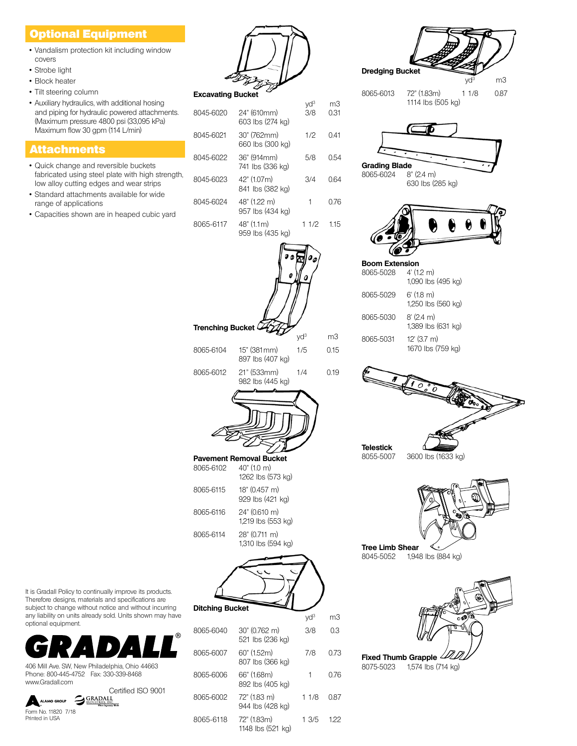## Optional Equipment

- Vandalism protection kit including window covers
- Strobe light
- Block heater
- Tilt steering column
- Auxiliary hydraulics, with additional hosing and piping for hydraulic powered attachments. (Maximum pressure 4800 psi (33,095 kPa) Maximum flow 30 gpm (114 L/min)

## Attachments

- Quick change and reversible buckets fabricated using steel plate with high strength, low alloy cutting edges and wear strips
- Standard attachments available for wide range of applications
- Capacities shown are in heaped cubic yard

### Excavating Bucket

| | | $yd^3$ | m3 |
|---|---|---|---|
| 8045-6020 | 24" (610mm) 603 lbs (274 kg) | 3/8 | 0.31 |
| 8045-6021 | 30" (762mm) 660 lbs (300 kg) | 1/2 | 0.41 |
| 8045-6022 | 36" (914mm) 741 lbs (336 kg) | 5/8 | 0.54 |
| 8045-6023 | 42" (1.07m) 841 lbs (382 kg) | 3/4 | 0.64 |
| 8045-6024 | 48" (1.22 m) 957 lbs (434 kg) | 1 | 0.76 |
| 8065-6117 | 48" (1.1m) 959 lbs (435 kg) | 1 1/2 | 1.15 |

### Trenching Bucket

| | | $yd^3$ | m3 |
|---|---|---|---|
| 8065-6104 | 15" (381mm) 897 lbs (407 kg) | 1/5 | 0.15 |
| 8065-6012 | 21" (533mm) 982 lbs (445 kg) | 1/4 | 0.19 |

### Pavement Removal Bucket

| | |
|---|---|
| 8065-6102 | 40" (1.0 m) 1262 lbs (573 kg) |
| 8065-6115 | 18" (0.457 m) 929 lbs (421 kg) |
| 8065-6116 | 24" (0.610 m) 1,219 lbs (553 kg) |
| 8065-6114 | 28" (0.711 m) 1,310 lbs (594 kg) |

### Ditching Bucket

| | | $yd^3$ | m3 |
|---|---|---|---|
| 8065-6040 | 30" (0.762 m) 521 lbs (236 kg) | 3/8 | 0.3 |
| 8065-6007 | 60" (1.52m) 807 lbs (366 kg) | 7/8 | 0.73 |
| 8065-6006 | 66" (1.68m) 892 lbs (405 kg) | 1 | 0.76 |
| 8065-6002 | 72" (1.83 m) 944 lbs (428 kg) | 1 1/8 | 0.87 |
| 8065-6118 | 72" (1.83m) 1148 lbs (521 kg) | 1 3/5 | 1.22 |

### Dredging Bucket

| | | $yd^3$ | m3 |
|---|---|---|---|
| 8065-6013 | 72" (1.83m) 1114 lbs (505 kg) | 1 1/8 | 0.87 |

### Grading Blade

| | |
|---|---|
| 8065-6024 | 8" (2.4 m) 630 lbs (285 kg) |

### Boom Extension

| | |
|---|---|
| 8065-5028 | 4' (1.2 m) 1,090 lbs (495 kg) |
| 8065-5029 | 6' (1.8 m) 1,250 lbs (560 kg) |
| 8065-5030 | 8' (2.4 m) 1,389 lbs (631 kg) |
| 8065-5031 | 12' (3.7 m) 1670 lbs (759 kg) |

### Telestick

8055-5007 3600 lbs (1633 kg)

### Tree Limb Shear

8045-5052 1,948 lbs (884 kg)

### Fixed Thumb Grapple

8075-5023 1,574 lbs (714 kg)

It is Gradall Policy to continually improve its products. Therefore designs, materials and specifications are subject to change without notice and without incurring any liability on units already sold. Units shown may have optional equipment.

**GRADALL®**

406 Mill Ave. SW, New Philadelphia, Ohio 44663
Phone: 800-445-4752 Fax: 330-339-8468
www.Gradall.com

Certified ISO 9001

ALAMO GROUP GRADALL INDUSTRIES, INC.

Form No. 11820 7/18
Printed in USA